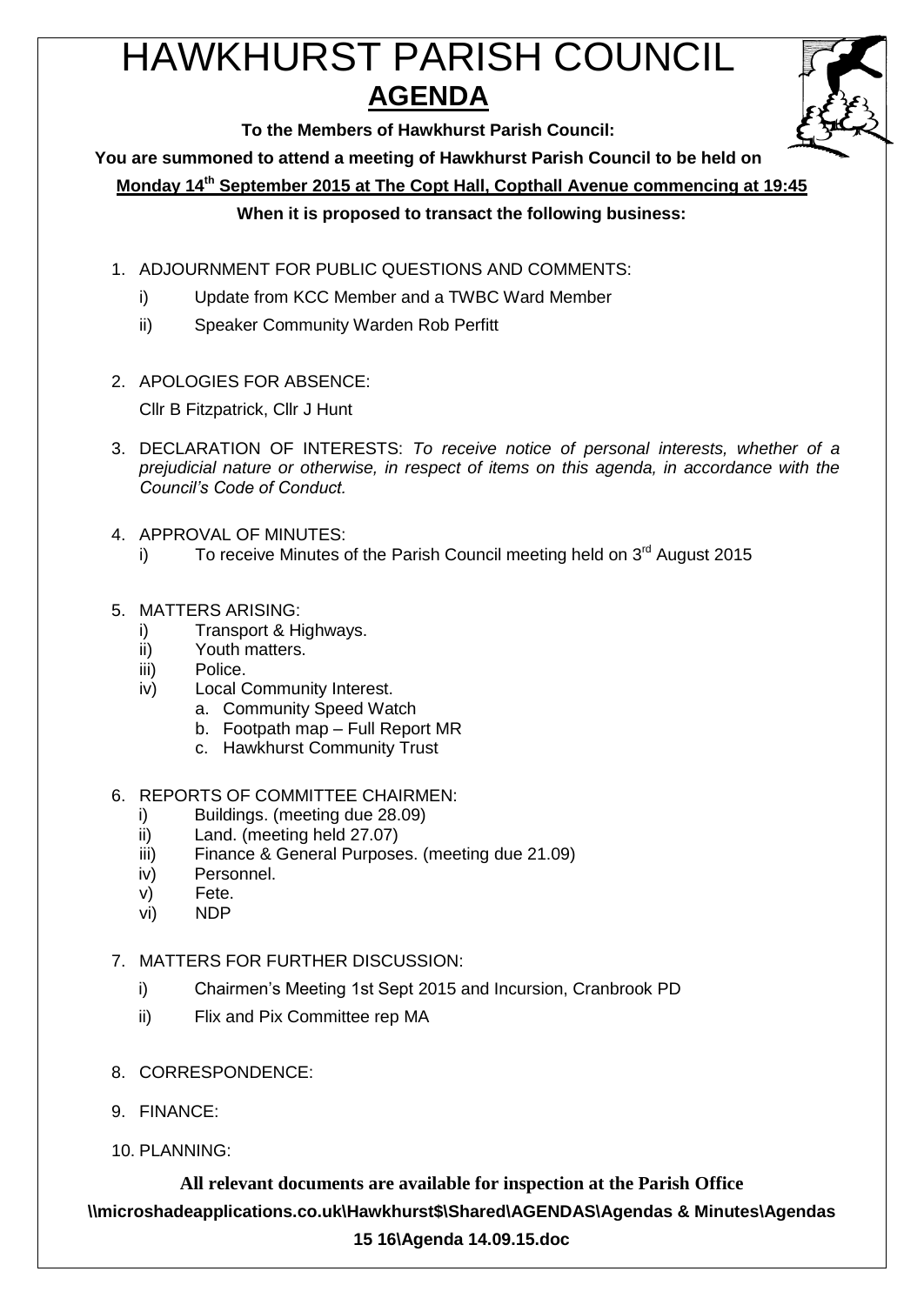# HAWKHURST PARISH COUNCIL

## AGENDA

**To the Members of Hawkhurst Parish Council:**

**You are summoned to attend a meeting of Hawkhurst Parish Council to be held on**

**Monday 14th September 2015 at The Copt Hall, Copthall Avenue commencing at 19:45**

**When it is proposed to transact the following business:**

1. ADJOURNMENT FOR PUBLIC QUESTIONS AND COMMENTS:
   i) Update from KCC Member and a TWBC Ward Member
   ii) Speaker Community Warden Rob Perfitt

2. APOLOGIES FOR ABSENCE:

   Cllr B Fitzpatrick, Cllr J Hunt

3. DECLARATION OF INTERESTS: *To receive notice of personal interests, whether of a prejudicial nature or otherwise, in respect of items on this agenda, in accordance with the Council's Code of Conduct.*

4. APPROVAL OF MINUTES:
   i) To receive Minutes of the Parish Council meeting held on 3rd August 2015

5. MATTERS ARISING:
   i) Transport & Highways.
   ii) Youth matters.
   iii) Police.
   iv) Local Community Interest.
      a. Community Speed Watch
      b. Footpath map – Full Report MR
      c. Hawkhurst Community Trust

6. REPORTS OF COMMITTEE CHAIRMEN:
   i) Buildings. (meeting due 28.09)
   ii) Land. (meeting held 27.07)
   iii) Finance & General Purposes. (meeting due 21.09)
   iv) Personnel.
   v) Fete.
   vi) NDP

7. MATTERS FOR FURTHER DISCUSSION:
   i) Chairmen's Meeting 1st Sept 2015 and Incursion, Cranbrook PD
   ii) Flix and Pix Committee rep MA

8. CORRESPONDENCE:

9. FINANCE:

10. PLANNING:

**All relevant documents are available for inspection at the Parish Office**

**\\microshadeapplications.co.uk\Hawkhurst$\Shared\AGENDAS\Agendas & Minutes\Agendas 15 16\Agenda 14.09.15.doc**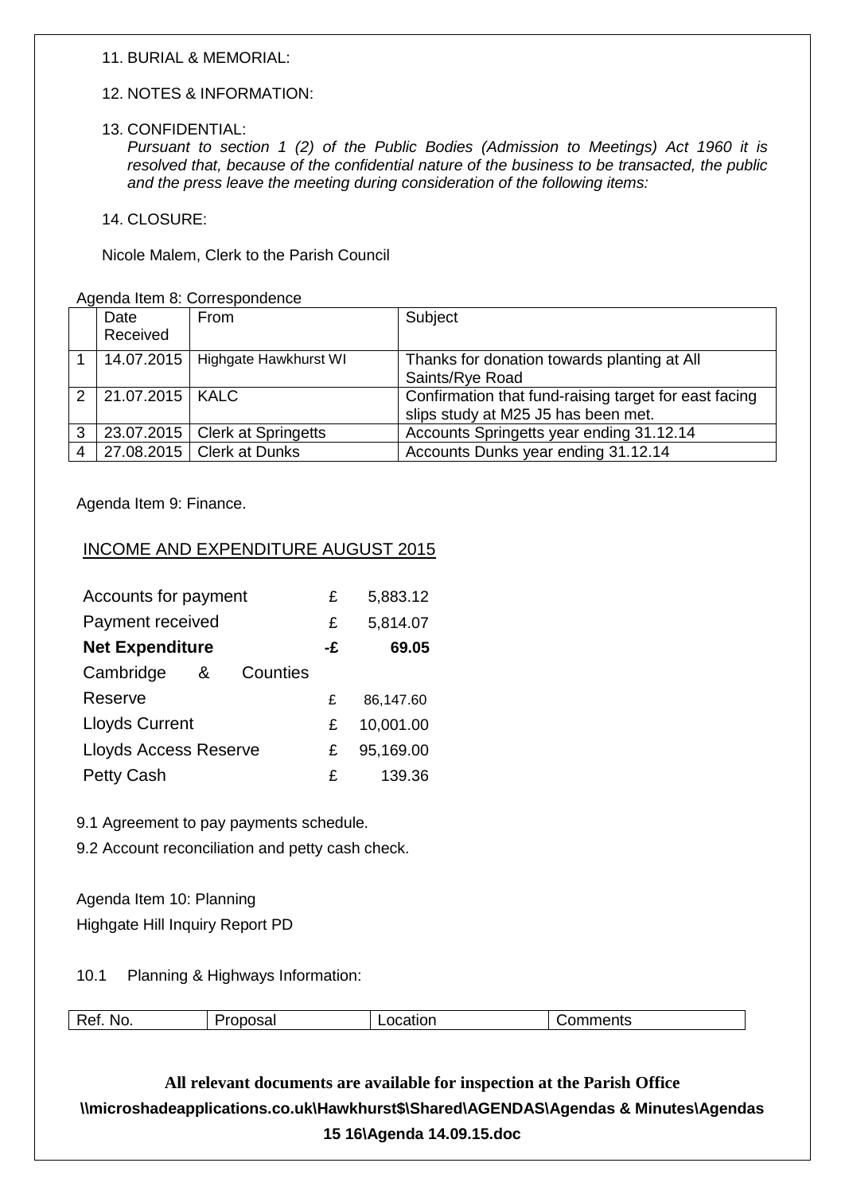11. BURIAL & MEMORIAL:

12. NOTES & INFORMATION:

13. CONFIDENTIAL:
*Pursuant to section 1 (2) of the Public Bodies (Admission to Meetings) Act 1960 it is resolved that, because of the confidential nature of the business to be transacted, the public and the press leave the meeting during consideration of the following items:*

14. CLOSURE:

Nicole Malem, Clerk to the Parish Council

Agenda Item 8: Correspondence

| | Date Received | From | Subject |
|---|---|---|---|
| 1 | 14.07.2015 | Highgate Hawkhurst WI | Thanks for donation towards planting at All Saints/Rye Road |
| 2 | 21.07.2015 | KALC | Confirmation that fund-raising target for east facing slips study at M25 J5 has been met. |
| 3 | 23.07.2015 | Clerk at Springetts | Accounts Springetts year ending 31.12.14 |
| 4 | 27.08.2015 | Clerk at Dunks | Accounts Dunks year ending 31.12.14 |

Agenda Item 9: Finance.

INCOME AND EXPENDITURE AUGUST 2015

| | | |
|---|---|---|
| Accounts for payment | £ | 5,883.12 |
| Payment received | £ | 5,814.07 |
| **Net Expenditure** | **-£** | **69.05** |
| Cambridge & Counties Reserve | £ | 86,147.60 |
| Lloyds Current | £ | 10,001.00 |
| Lloyds Access Reserve | £ | 95,169.00 |
| Petty Cash | £ | 139.36 |

9.1 Agreement to pay payments schedule.

9.2 Account reconciliation and petty cash check.

Agenda Item 10: Planning

Highgate Hill Inquiry Report PD

10.1 Planning & Highways Information:

| Ref. No. | Proposal | Location | Comments |
|---|---|---|---|

**All relevant documents are available for inspection at the Parish Office**

**\\microshadeapplications.co.uk\Hawkhurst$\Shared\AGENDAS\Agendas & Minutes\Agendas 15 16\Agenda 14.09.15.doc**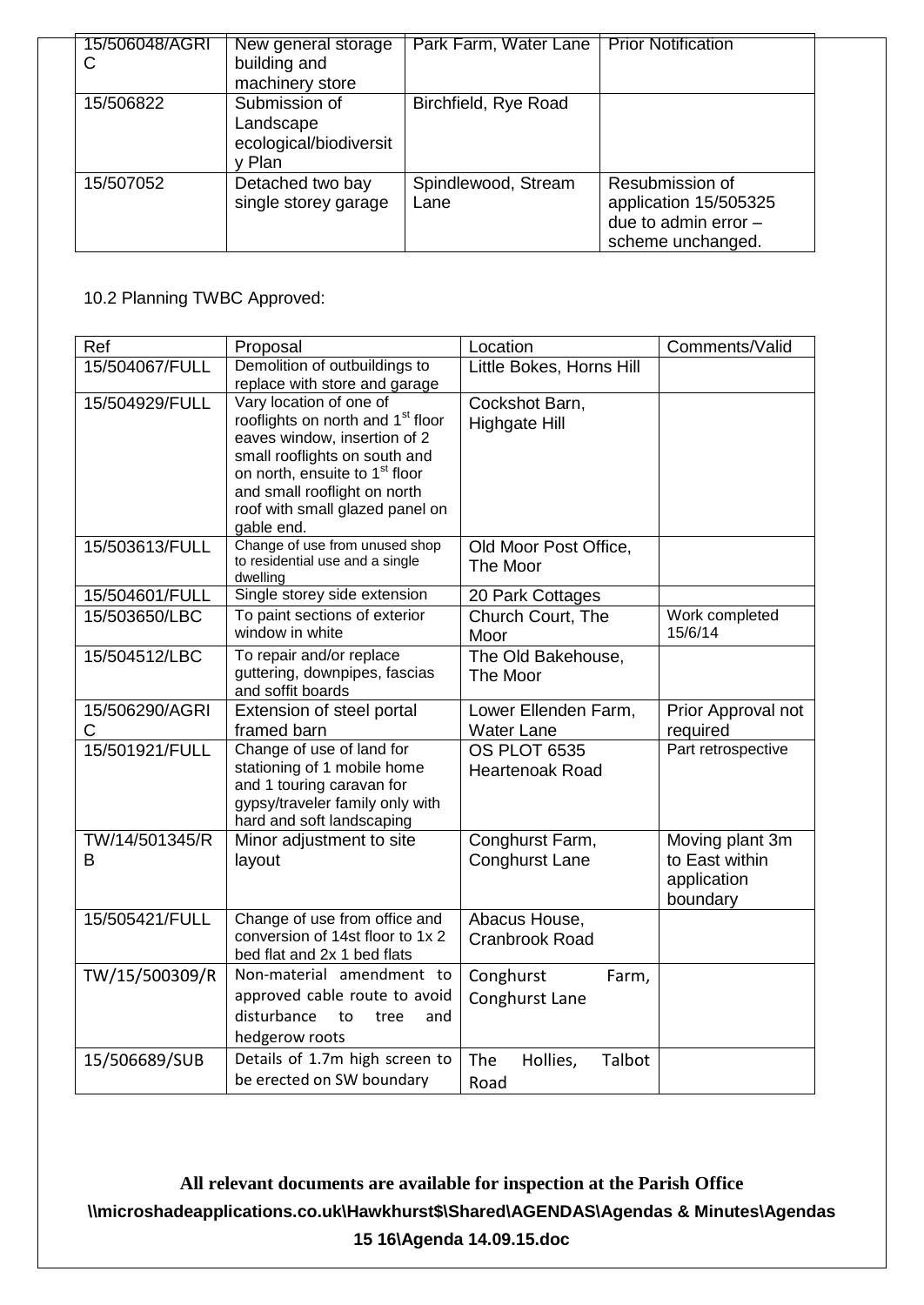| | | | |
|---|---|---|---|
| 15/506048/AGRIC | New general storage building and machinery store | Park Farm, Water Lane | Prior Notification |
| 15/506822 | Submission of Landscape ecological/biodiversity Plan | Birchfield, Rye Road | |
| 15/507052 | Detached two bay single storey garage | Spindlewood, Stream Lane | Resubmission of application 15/505325 due to admin error – scheme unchanged. |

10.2 Planning TWBC Approved:

| Ref | Proposal | Location | Comments/Valid |
|---|---|---|---|
| 15/504067/FULL | Demolition of outbuildings to replace with store and garage | Little Bokes, Horns Hill | |
| 15/504929/FULL | Vary location of one of rooflights on north and 1st floor eaves window, insertion of 2 small rooflights on south and on north, ensuite to 1st floor and small rooflight on north roof with small glazed panel on gable end. | Cockshot Barn, Highgate Hill | |
| 15/503613/FULL | Change of use from unused shop to residential use and a single dwelling | Old Moor Post Office, The Moor | |
| 15/504601/FULL | Single storey side extension | 20 Park Cottages | |
| 15/503650/LBC | To paint sections of exterior window in white | Church Court, The Moor | Work completed 15/6/14 |
| 15/504512/LBC | To repair and/or replace guttering, downpipes, fascias and soffit boards | The Old Bakehouse, The Moor | |
| 15/506290/AGRIC | Extension of steel portal framed barn | Lower Ellenden Farm, Water Lane | Prior Approval not required |
| 15/501921/FULL | Change of use of land for stationing of 1 mobile home and 1 touring caravan for gypsy/traveler family only with hard and soft landscaping | OS PLOT 6535 Heartenoak Road | Part retrospective |
| TW/14/501345/RB | Minor adjustment to site layout | Conghurst Farm, Conghurst Lane | Moving plant 3m to East within application boundary |
| 15/505421/FULL | Change of use from office and conversion of 14st floor to 1x 2 bed flat and 2x 1 bed flats | Abacus House, Cranbrook Road | |
| TW/15/500309/R | Non-material amendment to approved cable route to avoid disturbance to tree and hedgerow roots | Conghurst Farm, Conghurst Lane | |
| 15/506689/SUB | Details of 1.7m high screen to be erected on SW boundary | The Hollies, Talbot Road | |

**All relevant documents are available for inspection at the Parish Office**
**\\microshadeapplications.co.uk\Hawkhurst$\Shared\AGENDAS\Agendas & Minutes\Agendas 15 16\Agenda 14.09.15.doc**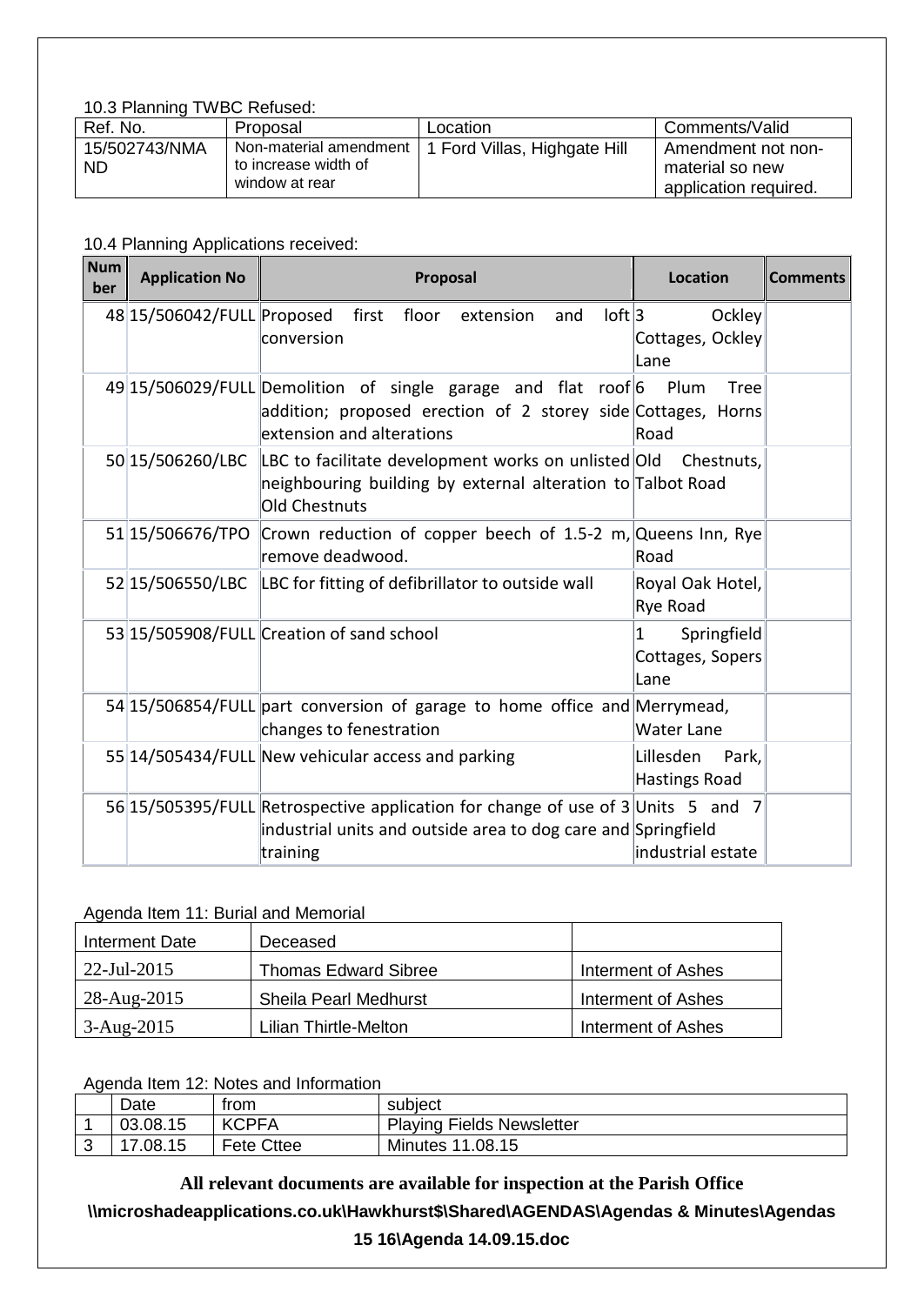10.3 Planning TWBC Refused:

| Ref. No. | Proposal | Location | Comments/Valid |
|---|---|---|---|
| 15/502743/NMA ND | Non-material amendment to increase width of window at rear | 1 Ford Villas, Highgate Hill | Amendment not non-material so new application required. |

10.4 Planning Applications received:

| Number | Application No | Proposal | Location | Comments |
|---|---|---|---|---|
| 48 | 15/506042/FULL | Proposed first floor extension and loft conversion | 3 Ockley Cottages, Ockley Lane | |
| 49 | 15/506029/FULL | Demolition of single garage and flat roof addition; proposed erection of 2 storey side extension and alterations | 6 Plum Tree Cottages, Horns Road | |
| 50 | 15/506260/LBC | LBC to facilitate development works on unlisted neighbouring building by external alteration to Old Chestnuts | Old Chestnuts, Talbot Road | |
| 51 | 15/506676/TPO | Crown reduction of copper beech of 1.5-2 m, remove deadwood. | Queens Inn, Rye Road | |
| 52 | 15/506550/LBC | LBC for fitting of defibrillator to outside wall | Royal Oak Hotel, Rye Road | |
| 53 | 15/505908/FULL | Creation of sand school | 1 Springfield Cottages, Sopers Lane | |
| 54 | 15/506854/FULL | part conversion of garage to home office and changes to fenestration | Merrymead, Water Lane | |
| 55 | 14/505434/FULL | New vehicular access and parking | Lillesden Park, Hastings Road | |
| 56 | 15/505395/FULL | Retrospective application for change of use of 3 industrial units and outside area to dog care and training | Units 5 and 7 Springfield industrial estate | |

Agenda Item 11: Burial and Memorial

| Interment Date | Deceased | |
|---|---|---|
| 22-Jul-2015 | Thomas Edward Sibree | Interment of Ashes |
| 28-Aug-2015 | Sheila Pearl Medhurst | Interment of Ashes |
| 3-Aug-2015 | Lilian Thirtle-Melton | Interment of Ashes |

Agenda Item 12: Notes and Information

| | Date | from | subject |
|---|---|---|---|
| 1 | 03.08.15 | KCPFA | Playing Fields Newsletter |
| 3 | 17.08.15 | Fete Cttee | Minutes 11.08.15 |

**All relevant documents are available for inspection at the Parish Office**

**\\microshadeapplications.co.uk\Hawkhurst$\Shared\AGENDAS\Agendas & Minutes\Agendas 15 16\Agenda 14.09.15.doc**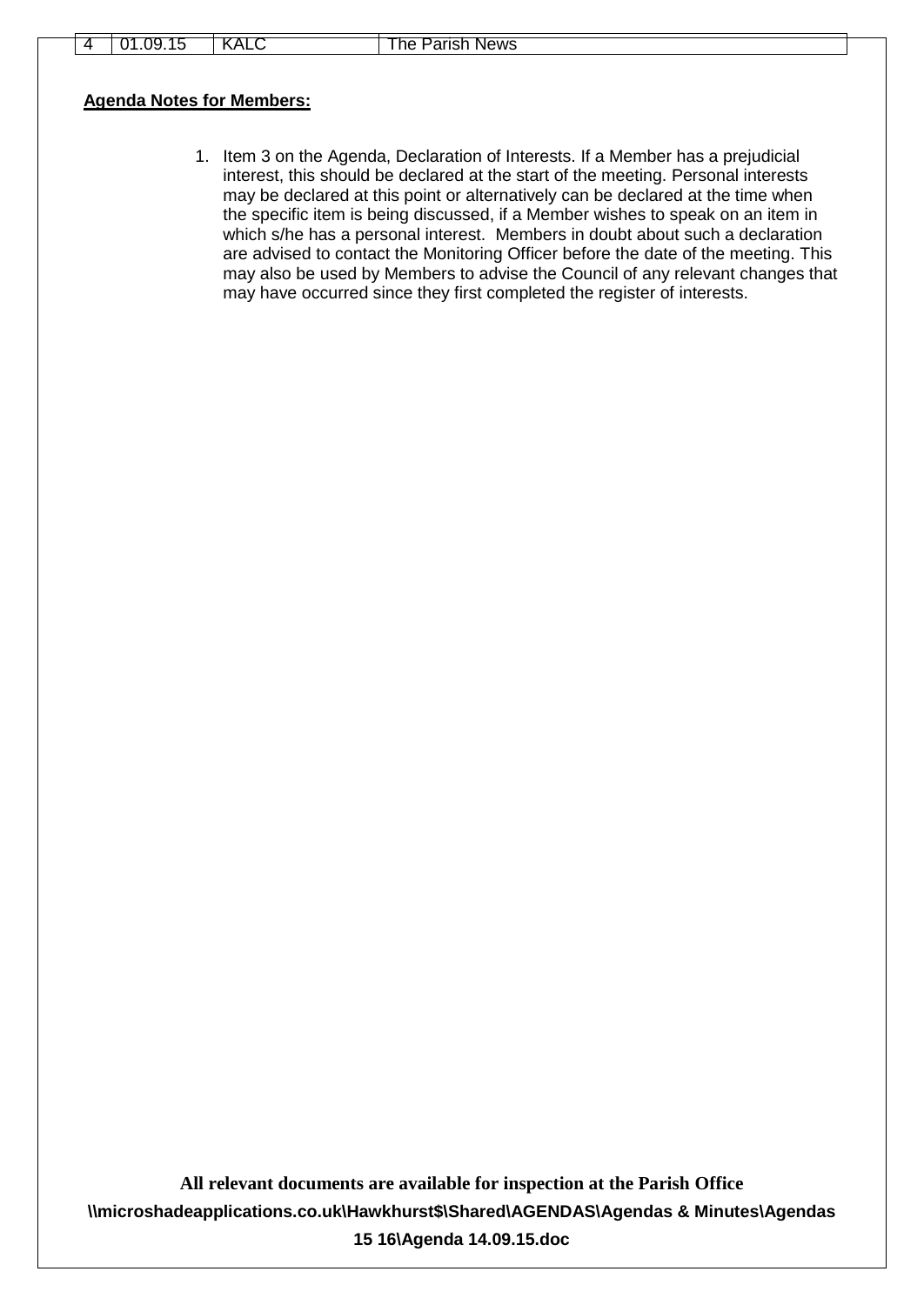| | | | |
|---|---|---|---|
| 4 | 01.09.15 | KALC | The Parish News |

**Agenda Notes for Members:**

1. Item 3 on the Agenda, Declaration of Interests. If a Member has a prejudicial interest, this should be declared at the start of the meeting. Personal interests may be declared at this point or alternatively can be declared at the time when the specific item is being discussed, if a Member wishes to speak on an item in which s/he has a personal interest. Members in doubt about such a declaration are advised to contact the Monitoring Officer before the date of the meeting. This may also be used by Members to advise the Council of any relevant changes that may have occurred since they first completed the register of interests.

**All relevant documents are available for inspection at the Parish Office**

**\\microshadeapplications.co.uk\Hawkhurst$\Shared\AGENDAS\Agendas & Minutes\Agendas 15 16\Agenda 14.09.15.doc**